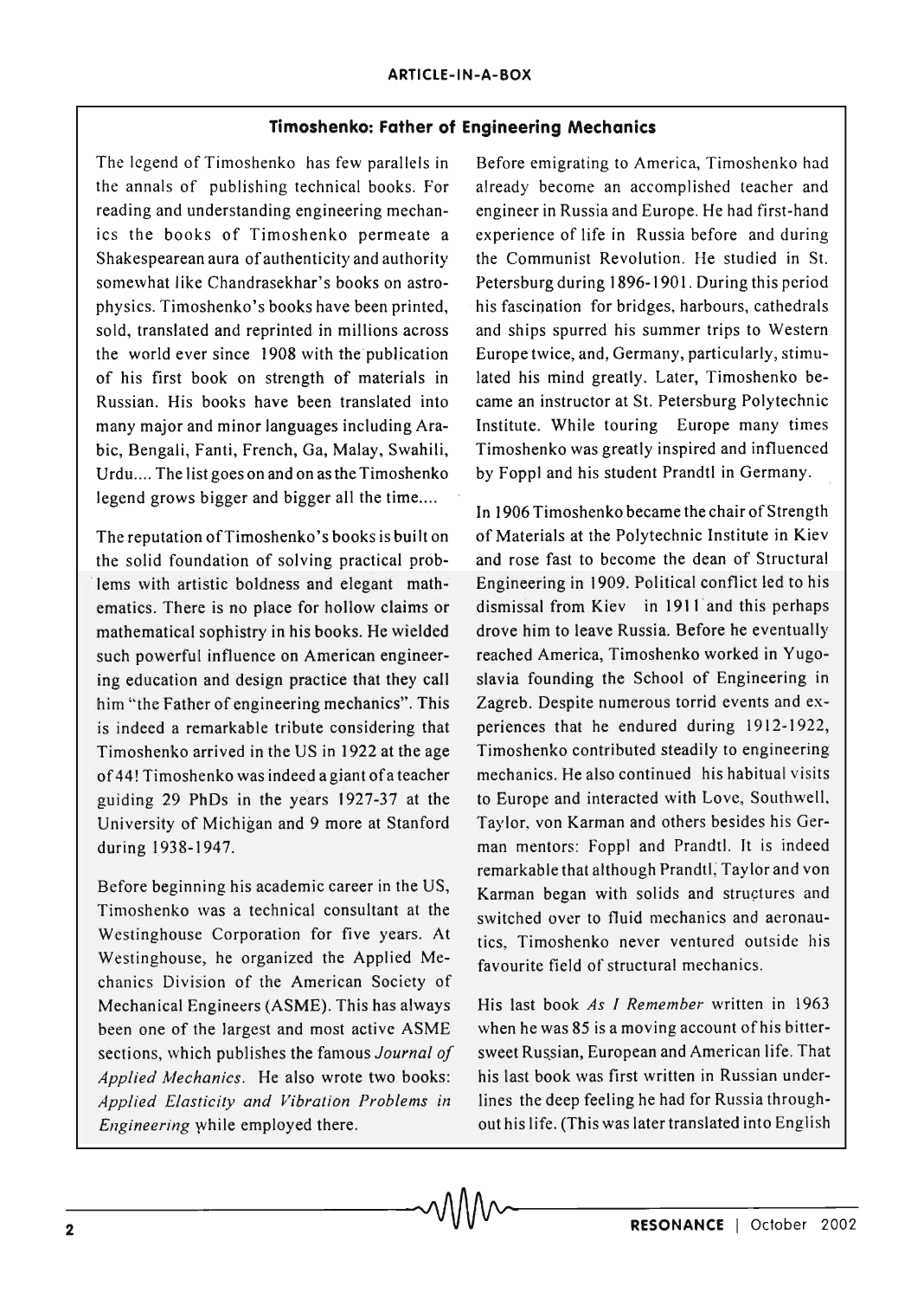## Timoshenko: Father of Engineering Mechanics

The legend of Timoshenko has few parallels in the annals of publishing technical books. For reading and understanding engineering mechanics the books of Timoshenko permeate a Shakespearean aura of authenticity and authority somewhat like Chandrasekhar's books on astrophysics. Timoshenko's books have been printed, sold, translated and reprinted in millions across the world ever since 1908 with the publication of his first book on strength of materials in Russian. His books have been translated into many major and minor languages including Arabic, Bengali, Fanti, French, Ga, Malay, Swahili, Urdu.... The list goes on and on as the Timoshenko legend grows bigger and bigger all the time....

The reputation of Timoshenko's books is built on the solid foundation of solving practical problems with artistic boldness and elegant mathematics. There is no place for hollow claims or mathematical sophistry in his books. He wielded such powerful influence on American engineering education and design practice that they call him "the Father of engineering mechanics". This is indeed a remarkable tribute considering that Timoshenko arrived in the US in 1922 at the age of 44! Timoshenko was indeed a giant of a teacher guiding 29 PhDs in the years 1927-37 at the University of Michigan and 9 more at Stanford during 1938-1947.

Before beginning his academic career in the US, Timoshenko was a technical consultant at the Westinghouse Corporation for five years. At Westinghouse, he organized the Applied Mechanics Division of the American Society of Mechanical Engineers (ASME). This has always been one of the largest and most active ASME sections, which publishes the famous *Journal of Applied Mechanics*. He also wrote two books: *Applied Elasticity and Vibration Problems in Engineering* while employed there.

Before emigrating to America, Timoshenko had already become an accomplished teacher and engineer in Russia and Europe. He had first-hand experience of life in Russia before and during the Communist Revolution. He studied in St. Petersburg during 1896-1901. During this period his fascination for bridges, harbours, cathedrals and ships spurred his summer trips to Western Europe twice, and, Germany, particularly, stimulated his mind greatly. Later, Timoshenko became an instructor at St. Petersburg Polytechnic Institute. While touring Europe many times Timoshenko was greatly inspired and influenced by Foppl and his student Prandtl in Germany.

In 1906 Timoshenko became the chair of Strength of Materials at the Polytechnic Institute in Kiev and rose fast to become the dean of Structural Engineering in 1909. Political conflict led to his dismissal from Kiev in 1911 and this perhaps drove him to leave Russia. Before he eventually reached America, Timoshenko worked in Yugoslavia founding the School of Engineering in Zagreb. Despite numerous torrid events and experiences that he endured during 1912-1922, Timoshenko contributed steadily to engineering mechanics. He also continued his habitual visits to Europe and interacted with Love, Southwell, Taylor, von Karman and others besides his German mentors: Foppl and Prandtl. It is indeed remarkable that although Prandtl, Taylor and von Karman began with solids and structures and switched over to fluid mechanics and aeronautics, Timoshenko never ventured outside his favourite field of structural mechanics.

His last book *As I Remember* written in 1963 when he was 85 is a moving account of his bitter-sweet Russian, European and American life. That his last book was first written in Russian underlines the deep feeling he had for Russia throughout his life. (This was later translated into English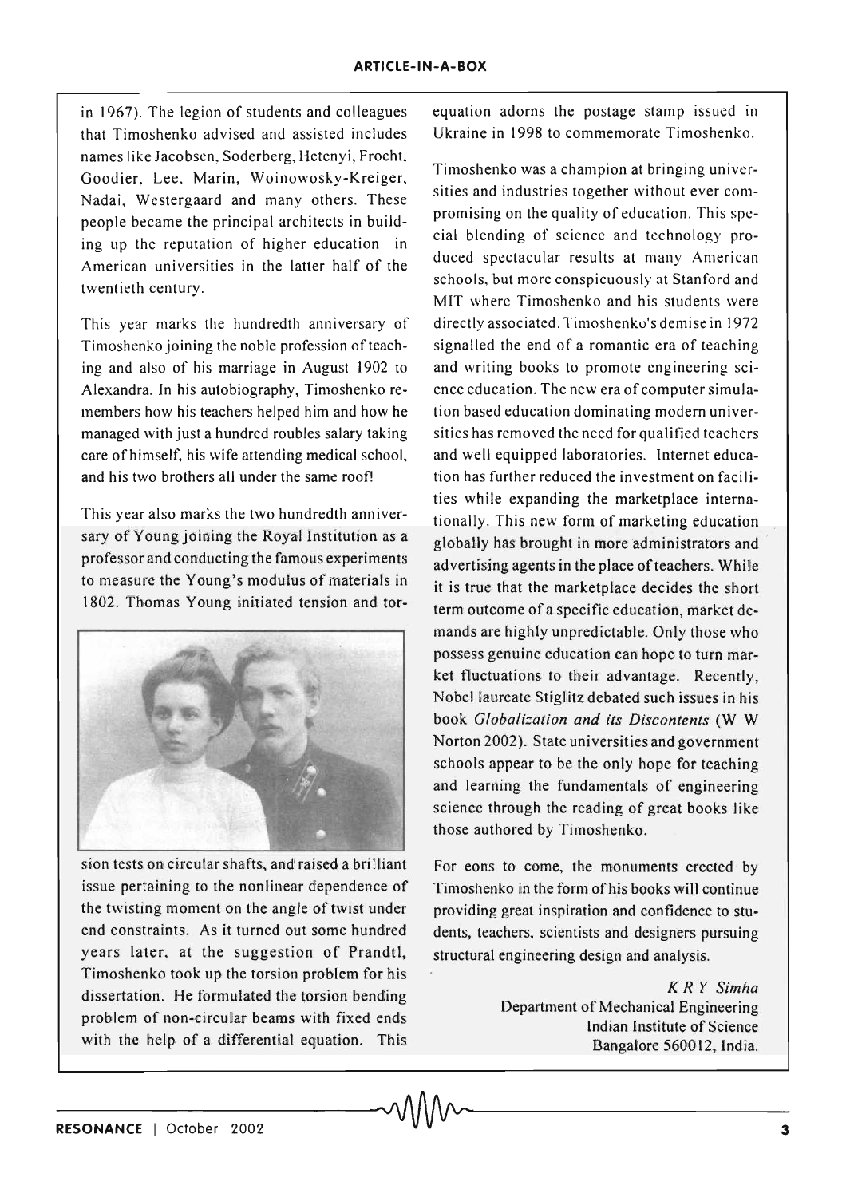in 1967). The legion of students and colleagues that Timoshenko advised and assisted includes names like Jacobsen, Soderberg, Hetenyi, Frocht, Goodier, Lee, Marin, Woinowosky-Kreiger, Nadai, Westergaard and many others. These people became the principal architects in building up the reputation of higher education in American universities in the latter half of the twentieth century.

This year marks the hundredth anniversary of Timoshenko joining the noble profession of teaching and also of his marriage in August 1902 to Alexandra. In his autobiography, Timoshenko remembers how his teachers helped him and how he managed with just a hundred roubles salary taking care of himself, his wife attending medical school, and his two brothers all under the same roof!

This year also marks the two hundredth anniversary of Young joining the Royal Institution as a professor and conducting the famous experiments to measure the Young's modulus of materials in 1802. Thomas Young initiated tension and torsion tests on circular shafts, and raised a brilliant issue pertaining to the nonlinear dependence of the twisting moment on the angle of twist under end constraints. As it turned out some hundred years later, at the suggestion of Prandtl, Timoshenko took up the torsion problem for his dissertation. He formulated the torsion bending problem of non-circular beams with fixed ends with the help of a differential equation. This equation adorns the postage stamp issued in Ukraine in 1998 to commemorate Timoshenko.

Timoshenko was a champion at bringing universities and industries together without ever compromising on the quality of education. This special blending of science and technology produced spectacular results at many American schools, but more conspicuously at Stanford and MIT where Timoshenko and his students were directly associated. Timoshenko's demise in 1972 signalled the end of a romantic era of teaching and writing books to promote engineering science education. The new era of computer simulation based education dominating modern universities has removed the need for qualified teachers and well equipped laboratories. Internet education has further reduced the investment on facilities while expanding the marketplace internationally. This new form of marketing education globally has brought in more administrators and advertising agents in the place of teachers. While it is true that the marketplace decides the short term outcome of a specific education, market demands are highly unpredictable. Only those who possess genuine education can hope to turn market fluctuations to their advantage. Recently, Nobel laureate Stiglitz debated such issues in his book *Globalization and its Discontents* (W W Norton 2002). State universities and government schools appear to be the only hope for teaching and learning the fundamentals of engineering science through the reading of great books like those authored by Timoshenko.

For eons to come, the monuments erected by Timoshenko in the form of his books will continue providing great inspiration and confidence to students, teachers, scientists and designers pursuing structural engineering design and analysis.

*K R Y Simha*
Department of Mechanical Engineering
Indian Institute of Science
Bangalore 560012, India.